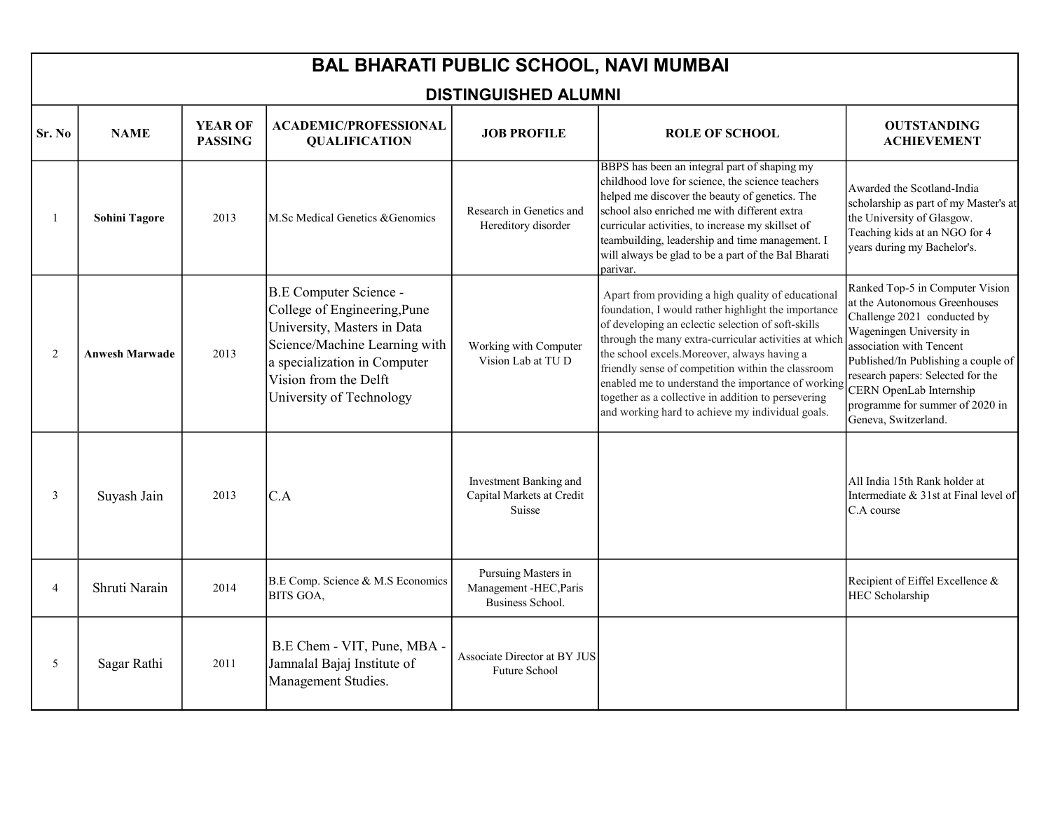# BAL BHARATI PUBLIC SCHOOL, NAVI MUMBAI

## DISTINGUISHED ALUMNI

| Sr. No | NAME | YEAR OF PASSING | ACADEMIC/PROFESSIONAL QUALIFICATION | JOB PROFILE | ROLE OF SCHOOL | OUTSTANDING ACHIEVEMENT |
|---|---|---|---|---|---|---|
| 1 | **Sohini Tagore** | 2013 | M.Sc Medical Genetics &Genomics | Research in Genetics and Hereditory disorder | BBPS has been an integral part of shaping my childhood love for science, the science teachers helped me discover the beauty of genetics. The school also enriched me with different extra curricular activities, to increase my skillset of teambuilding, leadership and time management. I will always be glad to be a part of the Bal Bharati parivar. | Awarded the Scotland-India scholarship as part of my Master's at the University of Glasgow. Teaching kids at an NGO for 4 years during my Bachelor's. |
| 2 | **Anwesh Marwade** | 2013 | B.E Computer Science - College of Engineering,Pune University, Masters in Data Science/Machine Learning with a specialization in Computer Vision from the Delft University of Technology | Working with Computer Vision Lab at TU D | Apart from providing a high quality of educational foundation, I would rather highlight the importance of developing an eclectic selection of soft-skills through the many extra-curricular activities at which the school excels.Moreover, always having a friendly sense of competition within the classroom enabled me to understand the importance of working together as a collective in addition to persevering and working hard to achieve my individual goals. | Ranked Top-5 in Computer Vision at the Autonomous Greenhouses Challenge 2021 conducted by Wageningen University in association with Tencent Published/In Publishing a couple of research papers: Selected for the CERN OpenLab Internship programme for summer of 2020 in Geneva, Switzerland. |
| 3 | Suyash Jain | 2013 | C.A | Investment Banking and Capital Markets at Credit Suisse | | All India 15th Rank holder at Intermediate & 31st at Final level of C.A course |
| 4 | Shruti Narain | 2014 | B.E Comp. Science & M.S Economics BITS GOA, | Pursuing Masters in Management -HEC,Paris Business School. | | Recipient of Eiffel Excellence & HEC Scholarship |
| 5 | Sagar Rathi | 2011 | B.E Chem - VIT, Pune, MBA - Jamnalal Bajaj Institute of Management Studies. | Associate Director at BY JUS Future School | | |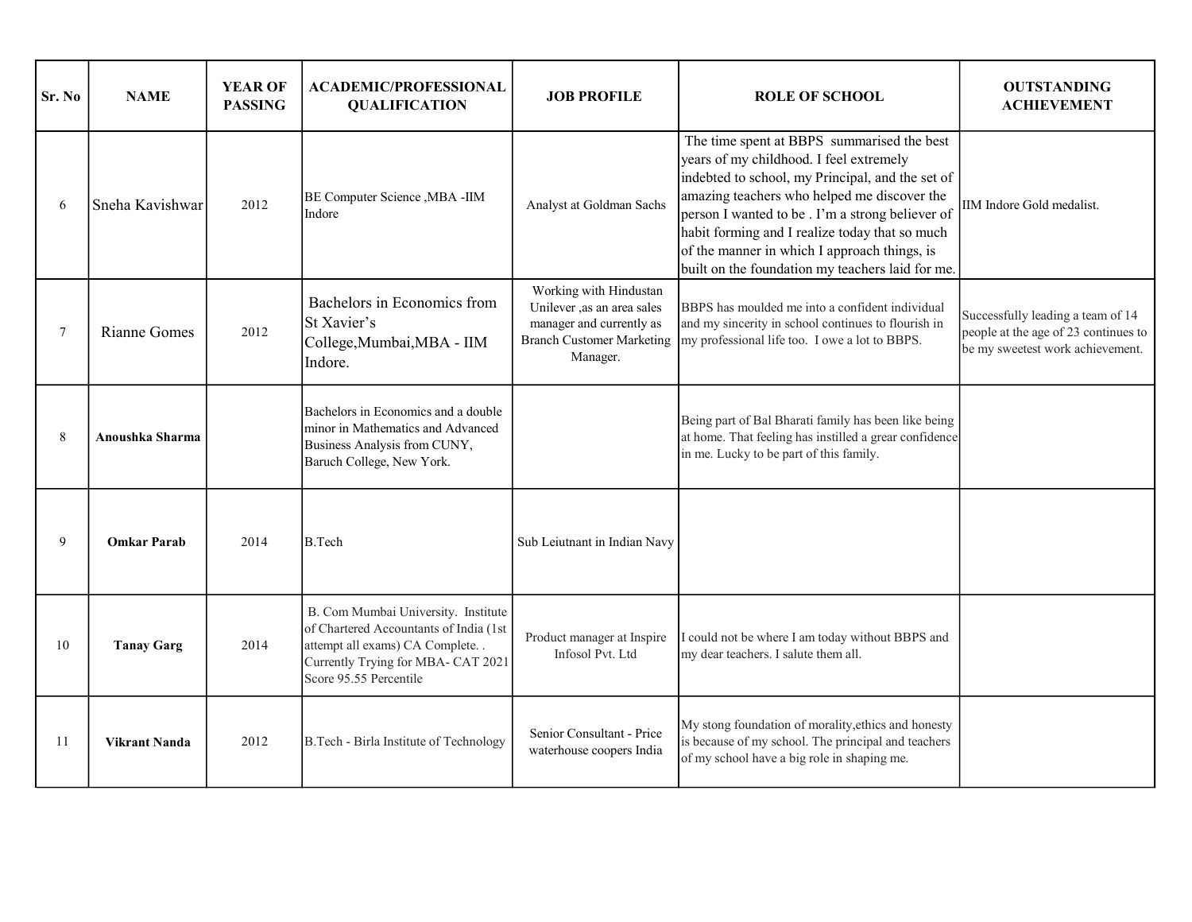| Sr. No | NAME | YEAR OF PASSING | ACADEMIC/PROFESSIONAL QUALIFICATION | JOB PROFILE | ROLE OF SCHOOL | OUTSTANDING ACHIEVEMENT |
|---|---|---|---|---|---|---|
| 6 | Sneha Kavishwar | 2012 | BE Computer Science ,MBA -IIM Indore | Analyst at Goldman Sachs | The time spent at BBPS summarised the best years of my childhood. I feel extremely indebted to school, my Principal, and the set of amazing teachers who helped me discover the person I wanted to be . I'm a strong believer of habit forming and I realize today that so much of the manner in which I approach things, is built on the foundation my teachers laid for me. | IIM Indore Gold medalist. |
| 7 | Rianne Gomes | 2012 | Bachelors in Economics from St Xavier's College,Mumbai,MBA - IIM Indore. | Working with Hindustan Unilever ,as an area sales manager and currently as Branch Customer Marketing Manager. | BBPS has moulded me into a confident individual and my sincerity in school continues to flourish in my professional life too. I owe a lot to BBPS. | Successfully leading a team of 14 people at the age of 23 continues to be my sweetest work achievement. |
| 8 | **Anoushka Sharma** | | Bachelors in Economics and a double minor in Mathematics and Advanced Business Analysis from CUNY, Baruch College, New York. | | Being part of Bal Bharati family has been like being at home. That feeling has instilled a grear confidence in me. Lucky to be part of this family. | |
| 9 | **Omkar Parab** | 2014 | B.Tech | Sub Leiutnant in Indian Navy | | |
| 10 | **Tanay Garg** | 2014 | B. Com Mumbai University. Institute of Chartered Accountants of India (1st attempt all exams) CA Complete. . Currently Trying for MBA- CAT 2021 Score 95.55 Percentile | Product manager at Inspire Infosol Pvt. Ltd | I could not be where I am today without BBPS and my dear teachers. I salute them all. | |
| 11 | **Vikrant Nanda** | 2012 | B.Tech - Birla Institute of Technology | Senior Consultant - Price waterhouse coopers India | My stong foundation of morality,ethics and honesty is because of my school. The principal and teachers of my school have a big role in shaping me. | |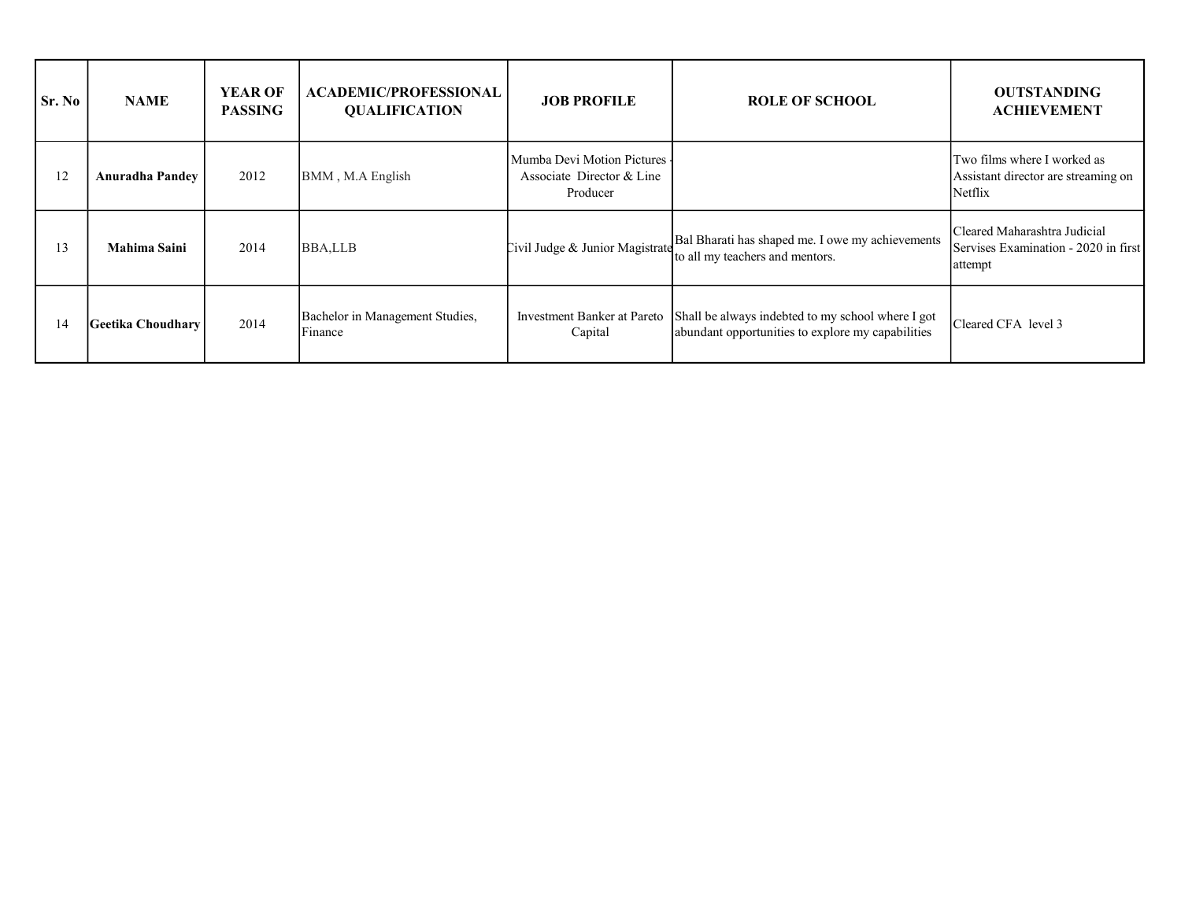| Sr. No | NAME | YEAR OF PASSING | ACADEMIC/PROFESSIONAL QUALIFICATION | JOB PROFILE | ROLE OF SCHOOL | OUTSTANDING ACHIEVEMENT |
|---|---|---|---|---|---|---|
| 12 | **Anuradha Pandey** | 2012 | BMM , M.A English | Mumba Devi Motion Pictures - Associate Director & Line Producer | | Two films where I worked as Assistant director are streaming on Netflix |
| 13 | **Mahima Saini** | 2014 | BBA,LLB | Civil Judge & Junior Magistrate | Bal Bharati has shaped me. I owe my achievements to all my teachers and mentors. | Cleared Maharashtra Judicial Servises Examination - 2020 in first attempt |
| 14 | **Geetika Choudhary** | 2014 | Bachelor in Management Studies, Finance | Investment Banker at Pareto Capital | Shall be always indebted to my school where I got abundant opportunities to explore my capabilities | Cleared CFA level 3 |